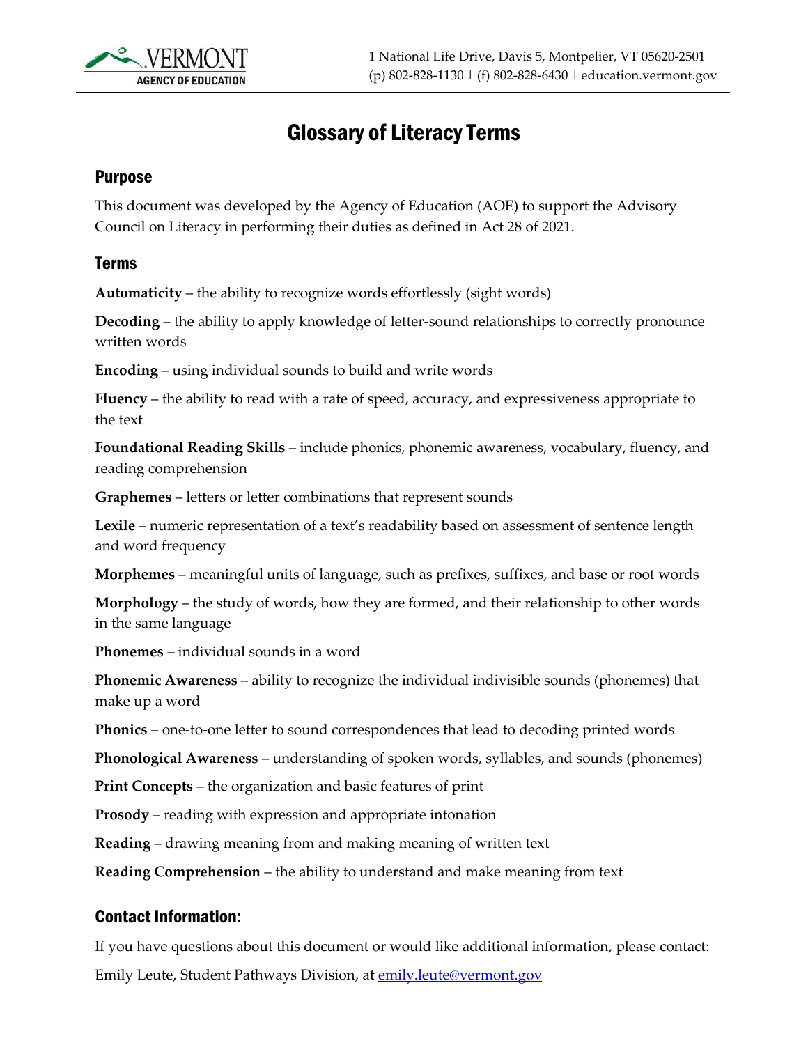VERMONT AGENCY OF EDUCATION

1 National Life Drive, Davis 5, Montpelier, VT 05620-2501
(p) 802-828-1130 | (f) 802-828-6430 | education.vermont.gov

# Glossary of Literacy Terms

## Purpose

This document was developed by the Agency of Education (AOE) to support the Advisory Council on Literacy in performing their duties as defined in Act 28 of 2021.

## Terms

**Automaticity** – the ability to recognize words effortlessly (sight words)

**Decoding** – the ability to apply knowledge of letter-sound relationships to correctly pronounce written words

**Encoding** – using individual sounds to build and write words

**Fluency** – the ability to read with a rate of speed, accuracy, and expressiveness appropriate to the text

**Foundational Reading Skills** – include phonics, phonemic awareness, vocabulary, fluency, and reading comprehension

**Graphemes** – letters or letter combinations that represent sounds

**Lexile** – numeric representation of a text's readability based on assessment of sentence length and word frequency

**Morphemes** – meaningful units of language, such as prefixes, suffixes, and base or root words

**Morphology** – the study of words, how they are formed, and their relationship to other words in the same language

**Phonemes** – individual sounds in a word

**Phonemic Awareness** – ability to recognize the individual indivisible sounds (phonemes) that make up a word

**Phonics** – one-to-one letter to sound correspondences that lead to decoding printed words

**Phonological Awareness** – understanding of spoken words, syllables, and sounds (phonemes)

**Print Concepts** – the organization and basic features of print

**Prosody** – reading with expression and appropriate intonation

**Reading** – drawing meaning from and making meaning of written text

**Reading Comprehension** – the ability to understand and make meaning from text

## Contact Information:

If you have questions about this document or would like additional information, please contact:

Emily Leute, Student Pathways Division, at [emily.leute@vermont.gov](mailto:emily.leute@vermont.gov)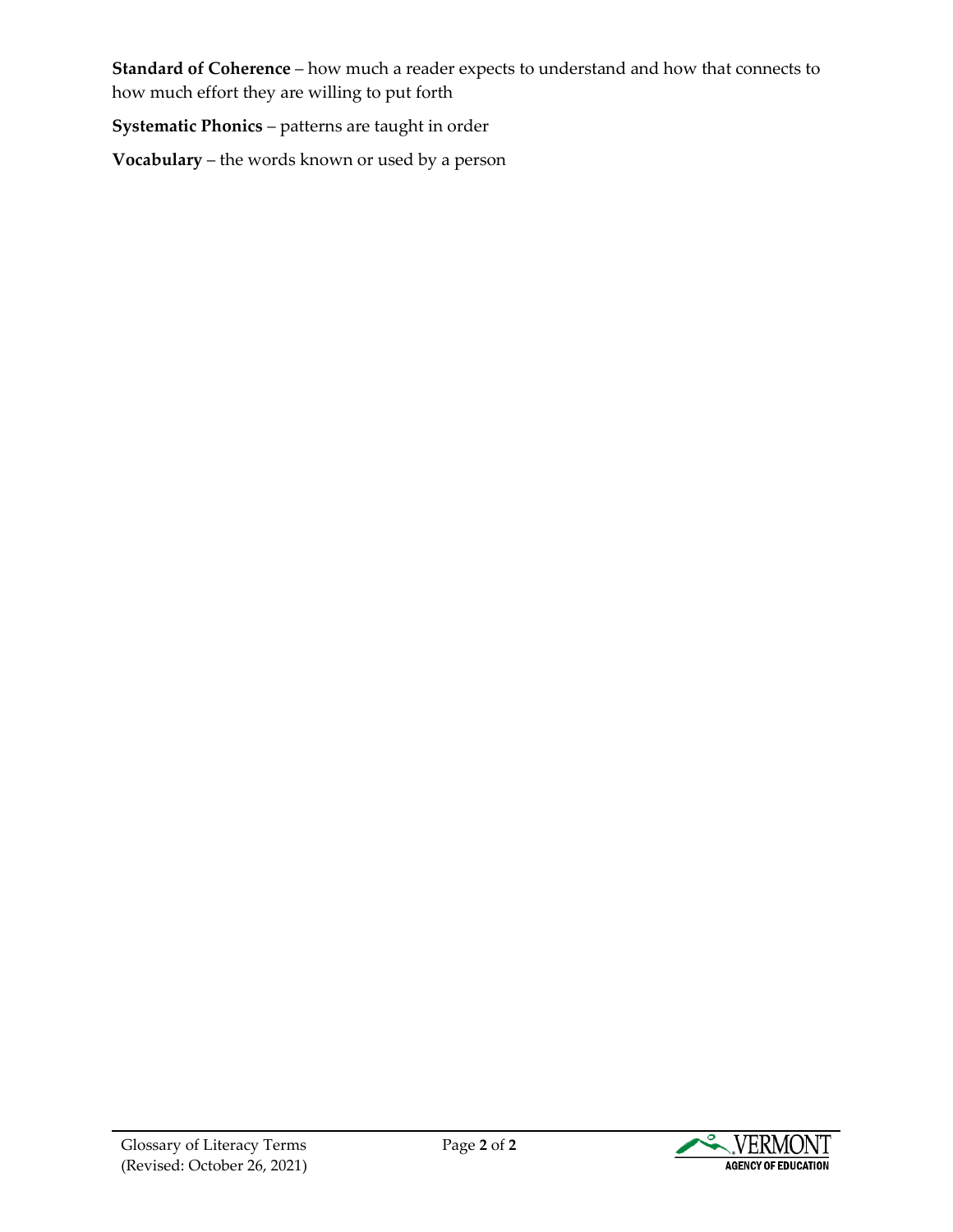**Standard of Coherence** – how much a reader expects to understand and how that connects to how much effort they are willing to put forth

**Systematic Phonics** – patterns are taught in order

**Vocabulary** – the words known or used by a person